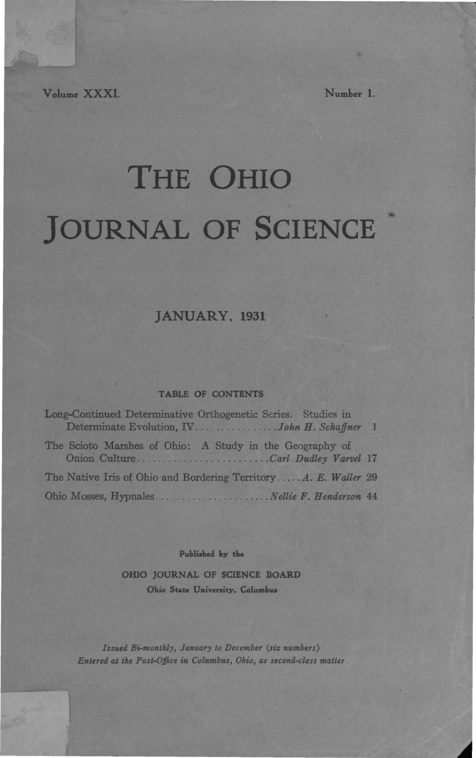Volume XXXI. Number 1.

# THE OHIO JOURNAL OF SCIENCE

## JANUARY, 1931

### TABLE OF CONTENTS

| | | |
|---|---|---|
| Long-Continued Determinative Orthogenetic Series. Studies in Determinate Evolution, IV | *John H. Schaffner* | 1 |
| The Scioto Marshes of Ohio: A Study in the Geography of Onion Culture | *Carl Dudley Varvel* | 17 |
| The Native Iris of Ohio and Bordering Territory | *A. E. Waller* | 29 |
| Ohio Mosses, Hypnales | *Nellie F. Henderson* | 44 |

Published by the

OHIO JOURNAL OF SCIENCE BOARD

Ohio State University, Columbus

*Issued Bi-monthly, January to December (six numbers)*
*Entered at the Post-Office in Columbus, Ohio, as second-class matter*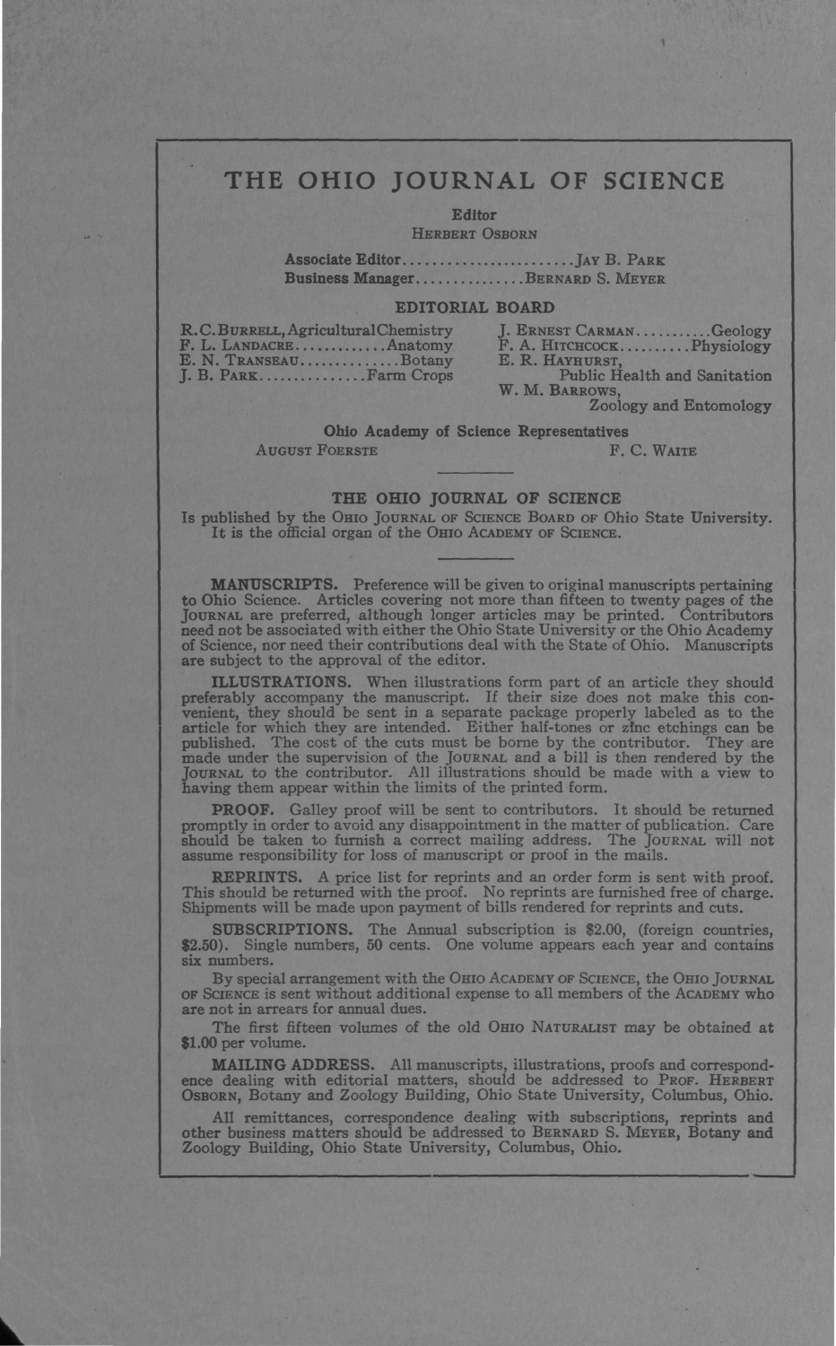# THE OHIO JOURNAL OF SCIENCE

**Editor**
HERBERT OSBORN

**Associate Editor**........................JAY B. PARK
**Business Manager**..............BERNARD S. MEYER

## EDITORIAL BOARD

R. C. BURRELL, Agricultural Chemistry
F. L. LANDACRE............Anatomy
E. N. TRANSEAU.............Botany
J. B. PARK..............Farm Crops
J. ERNEST CARMAN...........Geology
F. A. HITCHCOCK..........Physiology
E. R. HAYHURST, Public Health and Sanitation
W. M. BARROWS, Zoology and Entomology

**Ohio Academy of Science Representatives**
AUGUST FOERSTE F. C. WAITE

---

### THE OHIO JOURNAL OF SCIENCE

Is published by the OHIO JOURNAL OF SCIENCE BOARD OF Ohio State University. It is the official organ of the OHIO ACADEMY OF SCIENCE.

---

**MANUSCRIPTS.** Preference will be given to original manuscripts pertaining to Ohio Science. Articles covering not more than fifteen to twenty pages of the JOURNAL are preferred, although longer articles may be printed. Contributors need not be associated with either the Ohio State University or the Ohio Academy of Science, nor need their contributions deal with the State of Ohio. Manuscripts are subject to the approval of the editor.

**ILLUSTRATIONS.** When illustrations form part of an article they should preferably accompany the manuscript. If their size does not make this convenient, they should be sent in a separate package properly labeled as to the article for which they are intended. Either half-tones or zinc etchings can be published. The cost of the cuts must be borne by the contributor. They are made under the supervision of the JOURNAL and a bill is then rendered by the JOURNAL to the contributor. All illustrations should be made with a view to having them appear within the limits of the printed form.

**PROOF.** Galley proof will be sent to contributors. It should be returned promptly in order to avoid any disappointment in the matter of publication. Care should be taken to furnish a correct mailing address. The JOURNAL will not assume responsibility for loss of manuscript or proof in the mails.

**REPRINTS.** A price list for reprints and an order form is sent with proof. This should be returned with the proof. No reprints are furnished free of charge. Shipments will be made upon payment of bills rendered for reprints and cuts.

**SUBSCRIPTIONS.** The Annual subscription is $2.00, (foreign countries, $2.50). Single numbers, 50 cents. One volume appears each year and contains six numbers.

By special arrangement with the OHIO ACADEMY OF SCIENCE, the OHIO JOURNAL OF SCIENCE is sent without additional expense to all members of the ACADEMY who are not in arrears for annual dues.

The first fifteen volumes of the old OHIO NATURALIST may be obtained at $1.00 per volume.

**MAILING ADDRESS.** All manuscripts, illustrations, proofs and correspondence dealing with editorial matters, should be addressed to PROF. HERBERT OSBORN, Botany and Zoology Building, Ohio State University, Columbus, Ohio.

All remittances, correspondence dealing with subscriptions, reprints and other business matters should be addressed to BERNARD S. MEYER, Botany and Zoology Building, Ohio State University, Columbus, Ohio.